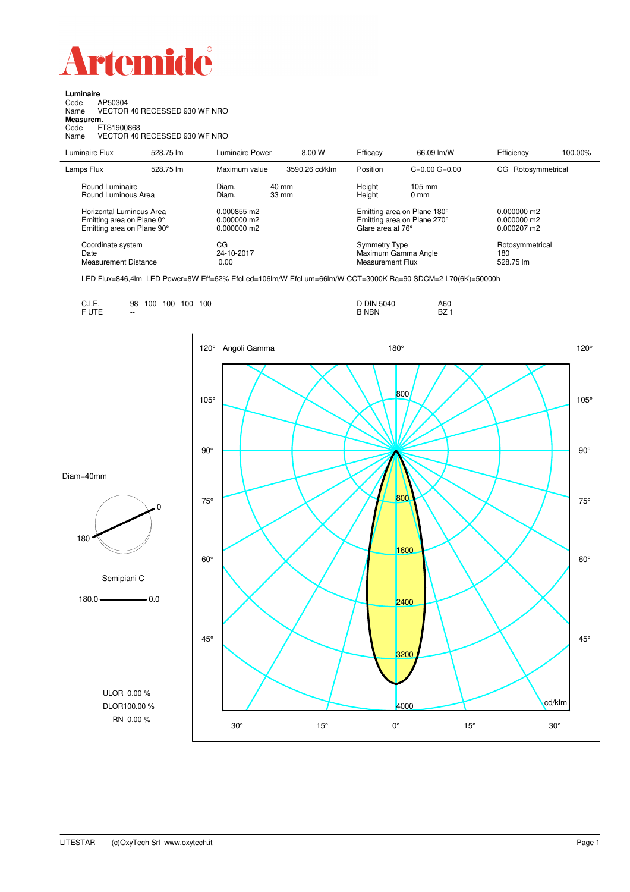# Artemide

**Luminaire**
Code AP50304
Name VECTOR 40 RECESSED 930 WF NRO
**Measurem.**
Code FTS1900868
Name VECTOR 40 RECESSED 930 WF NRO

| Luminaire Flux | 528.75 lm | Luminaire Power | 8.00 W | Efficacy | 66.09 lm/W | Efficiency | 100.00% |
|---|---|---|---|---|---|---|---|
| Lamps Flux | 528.75 lm | Maximum value | 3590.26 cd/klm | Position | C=0.00 G=0.00 | CG | Rotosymmetrical |

| | | | | |
|---|---|---|---|---|
| Round Luminaire | Diam. 40 mm | Height | 105 mm | |
| Round Luminous Area | Diam. 33 mm | Height | 0 mm | |
| Horizontal Luminous Area | 0.000855 m2 | Emitting area on Plane 180° | 0.000000 m2 | |
| Emitting area on Plane 0° | 0.000000 m2 | Emitting area on Plane 270° | 0.000000 m2 | |
| Emitting area on Plane 90° | 0.000000 m2 | Glare area at 76° | 0.000207 m2 | |

| | | | |
|---|---|---|---|
| Coordinate system | CG | Symmetry Type | Rotosymmetrical |
| Date | 24-10-2017 | Maximum Gamma Angle | 180 |
| Measurement Distance | 0.00 | Measurement Flux | 528.75 lm |

LED Flux=846,4lm LED Power=8W Eff=62% EfcLed=106lm/W EfcLum=66lm/W CCT=3000K Ra=90 SDCM=2 L70(6K)=50000h

| | | | |
|---|---|---|---|
| C.I.E. | 98 100 100 100 100 | D DIN 5040 | A60 |
| F UTE | -- | B NBN | BZ 1 |

Diam=40mm

Semipiani C

180.0 — 0.0

ULOR 0.00 %
DLOR100.00 %
RN 0.00 %

Angoli Gamma — cd/klm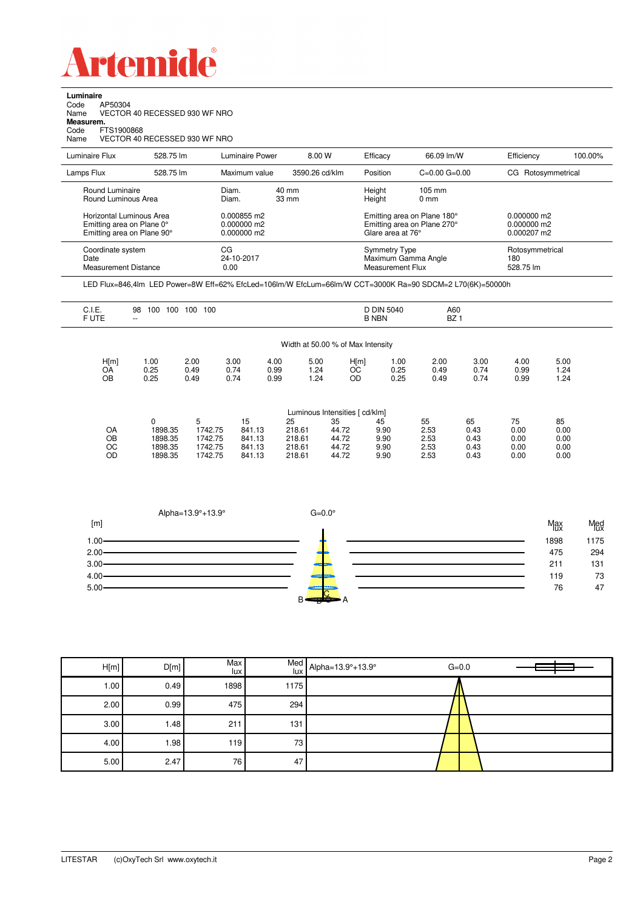# Artemide

**Luminaire**
Code AP50304
Name VECTOR 40 RECESSED 930 WF NRO
**Measurem.**
Code FTS1900868
Name VECTOR 40 RECESSED 930 WF NRO

| | | | | | | | |
|---|---|---|---|---|---|---|---|
| Luminaire Flux | 528.75 lm | Luminaire Power | 8.00 W | Efficacy | 66.09 lm/W | Efficiency | 100.00% |
| Lamps Flux | 528.75 lm | Maximum value | 3590.26 cd/klm | Position | C=0.00 G=0.00 | CG Rotosymmetrical | |

| | | | | | |
|---|---|---|---|---|---|
| Round Luminaire | Diam. | 40 mm | Height | 105 mm | |
| Round Luminous Area | Diam. | 33 mm | Height | 0 mm | |
| Horizontal Luminous Area | 0.000855 m2 | | Emitting area on Plane 180° | | 0.000000 m2 |
| Emitting area on Plane 0° | 0.000000 m2 | | Emitting area on Plane 270° | | 0.000000 m2 |
| Emitting area on Plane 90° | 0.000000 m2 | | Glare area at 76° | | 0.000207 m2 |
| Coordinate system | CG | | Symmetry Type | | Rotosymmetrical |
| Date | 24-10-2017 | | Maximum Gamma Angle | | 180 |
| Measurement Distance | 0.00 | | Measurement Flux | | 528.75 lm |

LED Flux=846,4lm LED Power=8W Eff=62% EfcLed=106lm/W EfcLum=66lm/W CCT=3000K Ra=90 SDCM=2 L70(6K)=50000h

| | | | |
|---|---|---|---|
| C.I.E. | 98 100 100 100 100 | D DIN 5040 | A60 |
| F UTE | -- | B NBN | BZ 1 |

Width at 50.00 % of Max Intensity

| H[m] | 1.00 | 2.00 | 3.00 | 4.00 | 5.00 | H[m] | 1.00 | 2.00 | 3.00 | 4.00 | 5.00 |
|---|---|---|---|---|---|---|---|---|---|---|---|
| OA | 0.25 | 0.49 | 0.74 | 0.99 | 1.24 | OC | 0.25 | 0.49 | 0.74 | 0.99 | 1.24 |
| OB | 0.25 | 0.49 | 0.74 | 0.99 | 1.24 | OD | 0.25 | 0.49 | 0.74 | 0.99 | 1.24 |

Luminous Intensities [ cd/klm]

| | 0 | 5 | 15 | 25 | 35 | 45 | 55 | 65 | 75 | 85 |
|---|---|---|---|---|---|---|---|---|---|---|
| OA | 1898.35 | 1742.75 | 841.13 | 218.61 | 44.72 | 9.90 | 2.53 | 0.43 | 0.00 | 0.00 |
| OB | 1898.35 | 1742.75 | 841.13 | 218.61 | 44.72 | 9.90 | 2.53 | 0.43 | 0.00 | 0.00 |
| OC | 1898.35 | 1742.75 | 841.13 | 218.61 | 44.72 | 9.90 | 2.53 | 0.43 | 0.00 | 0.00 |
| OD | 1898.35 | 1742.75 | 841.13 | 218.61 | 44.72 | 9.90 | 2.53 | 0.43 | 0.00 | 0.00 |

Alpha=13.9°+13.9°
G=0.0°
[m]
1.00
2.00
3.00
4.00
5.00
B D C A

Max lux / Med lux
1898 1175
475 294
211 131
119 73
76 47

| H[m] | D[m] | Max lux | Med lux | Alpha=13.9°+13.9° G=0.0 |
|---|---|---|---|---|
| 1.00 | 0.49 | 1898 | 1175 | |
| 2.00 | 0.99 | 475 | 294 | |
| 3.00 | 1.48 | 211 | 131 | |
| 4.00 | 1.98 | 119 | 73 | |
| 5.00 | 2.47 | 76 | 47 | |

LITESTAR (c)OxyTech Srl www.oxytech.it